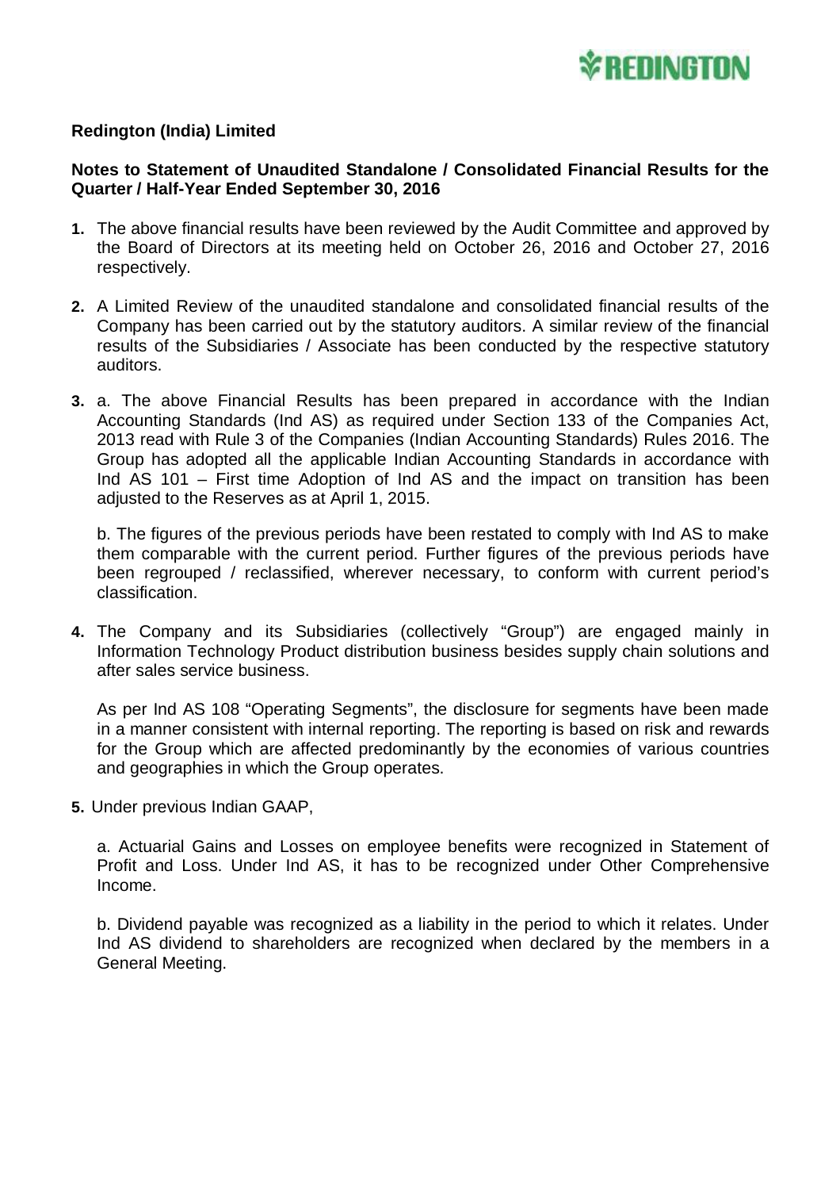**Redington (India) Limited**

**Notes to Statement of Unaudited Standalone / Consolidated Financial Results for the Quarter / Half-Year Ended September 30, 2016**

1. The above financial results have been reviewed by the Audit Committee and approved by the Board of Directors at its meeting held on October 26, 2016 and October 27, 2016 respectively.

2. A Limited Review of the unaudited standalone and consolidated financial results of the Company has been carried out by the statutory auditors. A similar review of the financial results of the Subsidiaries / Associate has been conducted by the respective statutory auditors.

3. a. The above Financial Results has been prepared in accordance with the Indian Accounting Standards (Ind AS) as required under Section 133 of the Companies Act, 2013 read with Rule 3 of the Companies (Indian Accounting Standards) Rules 2016. The Group has adopted all the applicable Indian Accounting Standards in accordance with Ind AS 101 – First time Adoption of Ind AS and the impact on transition has been adjusted to the Reserves as at April 1, 2015.

   b. The figures of the previous periods have been restated to comply with Ind AS to make them comparable with the current period. Further figures of the previous periods have been regrouped / reclassified, wherever necessary, to conform with current period's classification.

4. The Company and its Subsidiaries (collectively "Group") are engaged mainly in Information Technology Product distribution business besides supply chain solutions and after sales service business.

   As per Ind AS 108 "Operating Segments", the disclosure for segments have been made in a manner consistent with internal reporting. The reporting is based on risk and rewards for the Group which are affected predominantly by the economies of various countries and geographies in which the Group operates.

5. Under previous Indian GAAP,

   a. Actuarial Gains and Losses on employee benefits were recognized in Statement of Profit and Loss. Under Ind AS, it has to be recognized under Other Comprehensive Income.

   b. Dividend payable was recognized as a liability in the period to which it relates. Under Ind AS dividend to shareholders are recognized when declared by the members in a General Meeting.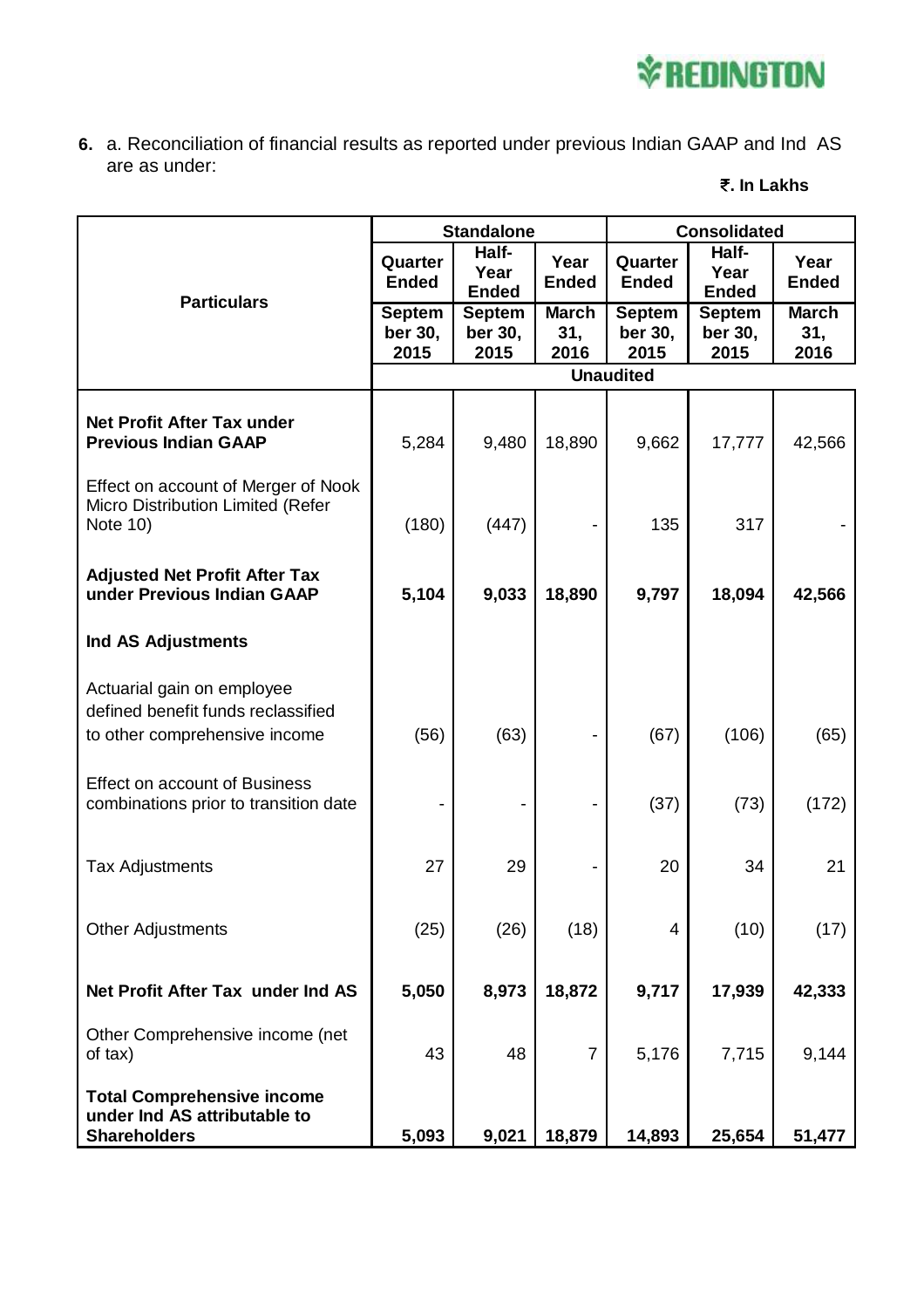**6.** a. Reconciliation of financial results as reported under previous Indian GAAP and Ind AS are as under:

**₹. In Lakhs**

| Particulars | Standalone | | | Consolidated | | |
|---|---|---|---|---|---|---|
| | **Quarter Ended** | **Half-Year Ended** | **Year Ended** | **Quarter Ended** | **Half-Year Ended** | **Year Ended** |
| | **September 30, 2015** | **September 30, 2015** | **March 31, 2016** | **September 30, 2015** | **September 30, 2015** | **March 31, 2016** |
| | **Unaudited** | | | | | |
| **Net Profit After Tax under Previous Indian GAAP** | 5,284 | 9,480 | 18,890 | 9,662 | 17,777 | 42,566 |
| Effect on account of Merger of Nook Micro Distribution Limited (Refer Note 10) | (180) | (447) | - | 135 | 317 | - |
| **Adjusted Net Profit After Tax under Previous Indian GAAP** | **5,104** | **9,033** | **18,890** | **9,797** | **18,094** | **42,566** |
| **Ind AS Adjustments** | | | | | | |
| Actuarial gain on employee defined benefit funds reclassified to other comprehensive income | (56) | (63) | - | (67) | (106) | (65) |
| Effect on account of Business combinations prior to transition date | - | - | - | (37) | (73) | (172) |
| Tax Adjustments | 27 | 29 | - | 20 | 34 | 21 |
| Other Adjustments | (25) | (26) | (18) | 4 | (10) | (17) |
| **Net Profit After Tax under Ind AS** | **5,050** | **8,973** | **18,872** | **9,717** | **17,939** | **42,333** |
| Other Comprehensive income (net of tax) | 43 | 48 | 7 | 5,176 | 7,715 | 9,144 |
| **Total Comprehensive income under Ind AS attributable to Shareholders** | **5,093** | **9,021** | **18,879** | **14,893** | **25,654** | **51,477** |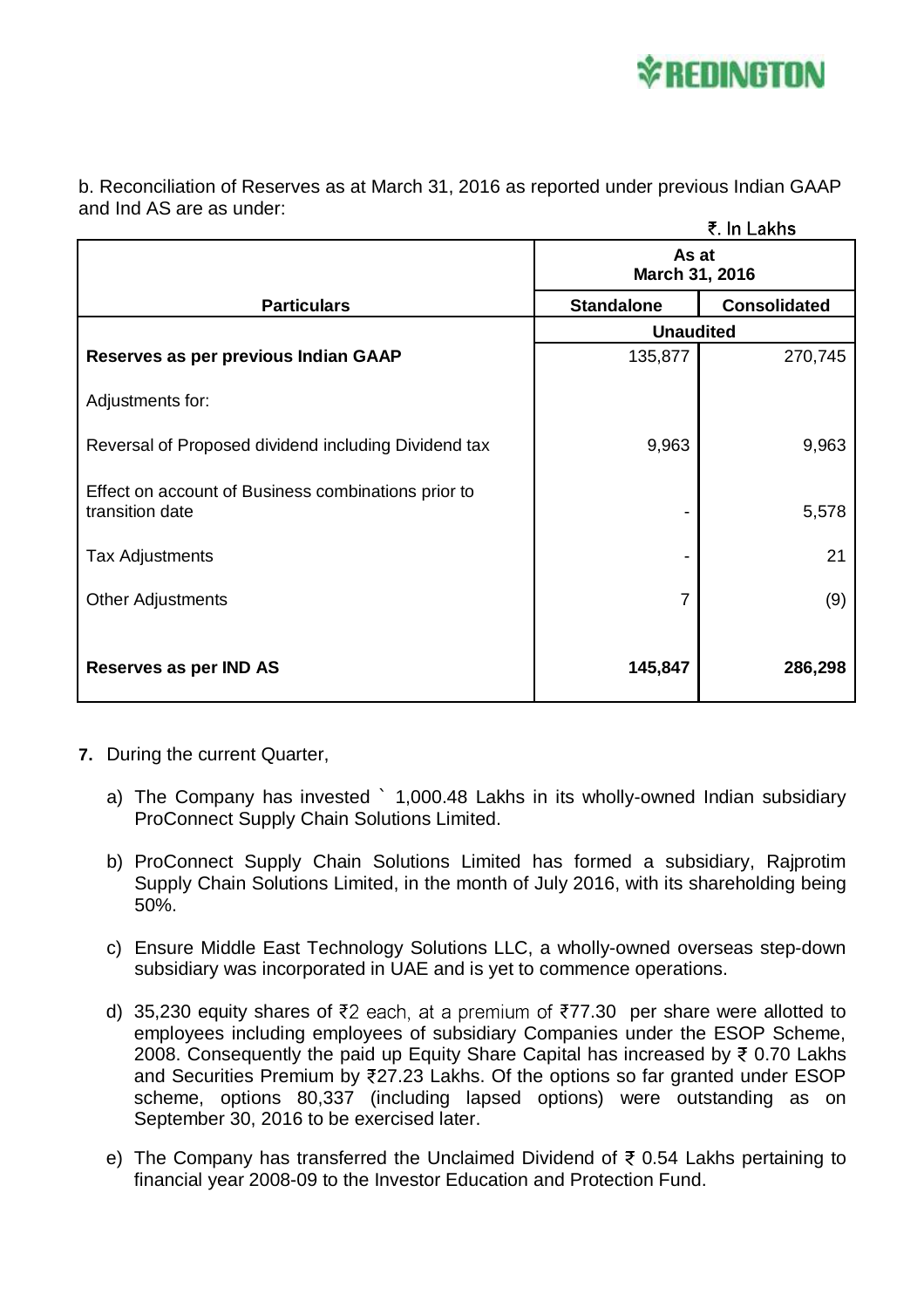b. Reconciliation of Reserves as at March 31, 2016 as reported under previous Indian GAAP and Ind AS are as under:

₹. In Lakhs

| Particulars | As at March 31, 2016 | |
|---|---|---|
| | Standalone | Consolidated |
| | Unaudited | |
| **Reserves as per previous Indian GAAP** | 135,877 | 270,745 |
| Adjustments for: | | |
| Reversal of Proposed dividend including Dividend tax | 9,963 | 9,963 |
| Effect on account of Business combinations prior to transition date | - | 5,578 |
| Tax Adjustments | - | 21 |
| Other Adjustments | 7 | (9) |
| **Reserves as per IND AS** | **145,847** | **286,298** |

**7.** During the current Quarter,

a) The Company has invested ` 1,000.48 Lakhs in its wholly-owned Indian subsidiary ProConnect Supply Chain Solutions Limited.

b) ProConnect Supply Chain Solutions Limited has formed a subsidiary, Rajprotim Supply Chain Solutions Limited, in the month of July 2016, with its shareholding being 50%.

c) Ensure Middle East Technology Solutions LLC, a wholly-owned overseas step-down subsidiary was incorporated in UAE and is yet to commence operations.

d) 35,230 equity shares of ₹2 each, at a premium of ₹77.30 per share were allotted to employees including employees of subsidiary Companies under the ESOP Scheme, 2008. Consequently the paid up Equity Share Capital has increased by ₹ 0.70 Lakhs and Securities Premium by ₹27.23 Lakhs. Of the options so far granted under ESOP scheme, options 80,337 (including lapsed options) were outstanding as on September 30, 2016 to be exercised later.

e) The Company has transferred the Unclaimed Dividend of ₹ 0.54 Lakhs pertaining to financial year 2008-09 to the Investor Education and Protection Fund.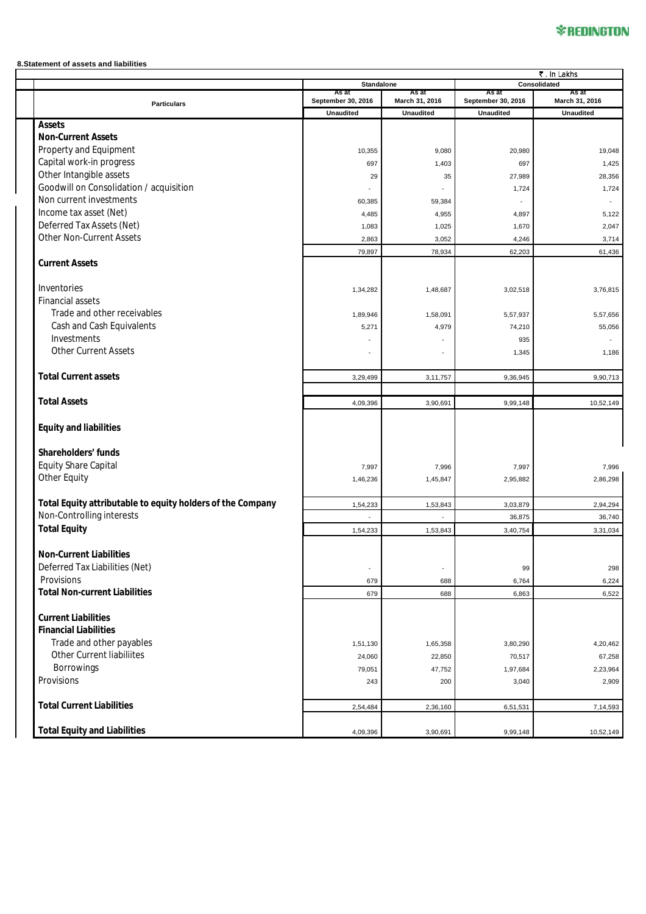**8.Statement of assets and liabilities**

| Particulars | Standalone | | Consolidated | |
|---|---|---|---|---|
| | As at September 30, 2016 | As at March 31, 2016 | As at September 30, 2016 | As at March 31, 2016 |
| | Unaudited | Unaudited | Unaudited | Unaudited |
| **Assets** | | | | |
| **Non-Current Assets** | | | | |
| Property and Equipment | 10,355 | 9,080 | 20,980 | 19,048 |
| Capital work-in progress | 697 | 1,403 | 697 | 1,425 |
| Other Intangible assets | 29 | 35 | 27,989 | 28,356 |
| Goodwill on Consolidation / acquisition | - | - | 1,724 | 1,724 |
| Non current investments | 60,385 | 59,384 | - | - |
| Income tax asset (Net) | 4,485 | 4,955 | 4,897 | 5,122 |
| Deferred Tax Assets (Net) | 1,083 | 1,025 | 1,670 | 2,047 |
| Other Non-Current Assets | 2,863 | 3,052 | 4,246 | 3,714 |
| | 79,897 | 78,934 | 62,203 | 61,436 |
| **Current Assets** | | | | |
| Inventories | 1,34,282 | 1,48,687 | 3,02,518 | 3,76,815 |
| Financial assets | | | | |
| Trade and other receivables | 1,89,946 | 1,58,091 | 5,57,937 | 5,57,656 |
| Cash and Cash Equivalents | 5,271 | 4,979 | 74,210 | 55,056 |
| Investments | - | - | 935 | - |
| Other Current Assets | - | - | 1,345 | 1,186 |
| **Total Current assets** | 3,29,499 | 3,11,757 | 9,36,945 | 9,90,713 |
| **Total Assets** | 4,09,396 | 3,90,691 | 9,99,148 | 10,52,149 |
| **Equity and liabilities** | | | | |
| **Shareholders' funds** | | | | |
| Equity Share Capital | 7,997 | 7,996 | 7,997 | 7,996 |
| Other Equity | 1,46,236 | 1,45,847 | 2,95,882 | 2,86,298 |
| **Total Equity attributable to equity holders of the Company** | 1,54,233 | 1,53,843 | 3,03,879 | 2,94,294 |
| Non-Controlling interests | - | - | 36,875 | 36,740 |
| **Total Equity** | 1,54,233 | 1,53,843 | 3,40,754 | 3,31,034 |
| **Non-Current Liabilities** | | | | |
| Deferred Tax Liabilities (Net) | - | - | 99 | 298 |
| Provisions | 679 | 688 | 6,764 | 6,224 |
| **Total Non-current Liabilities** | 679 | 688 | 6,863 | 6,522 |
| **Current Liabilities** | | | | |
| **Financial Liabilities** | | | | |
| Trade and other payables | 1,51,130 | 1,65,358 | 3,80,290 | 4,20,462 |
| Other Current liabiliites | 24,060 | 22,850 | 70,517 | 67,258 |
| Borrowings | 79,051 | 47,752 | 1,97,684 | 2,23,964 |
| Provisions | 243 | 200 | 3,040 | 2,909 |
| **Total Current Liabilities** | 2,54,484 | 2,36,160 | 6,51,531 | 7,14,593 |
| **Total Equity and Liabilities** | 4,09,396 | 3,90,691 | 9,99,148 | 10,52,149 |

₹. In Lakhs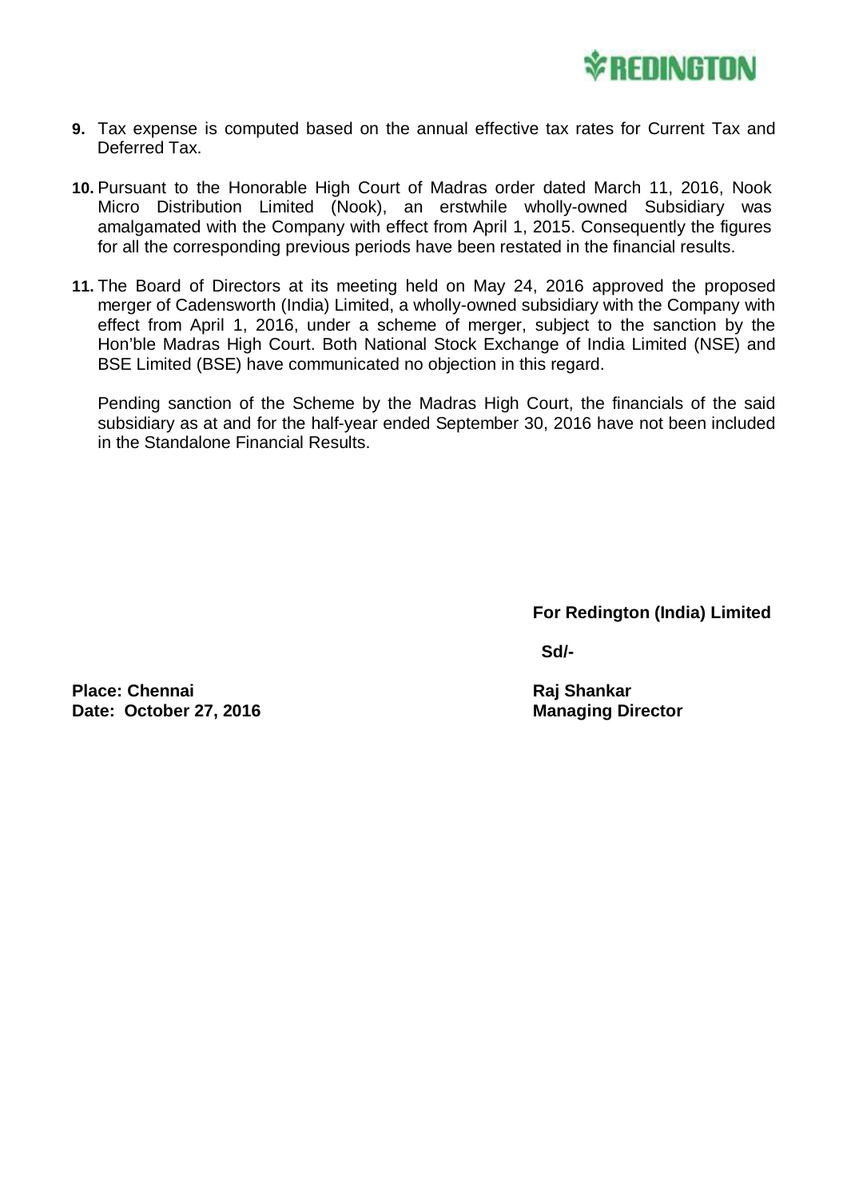9. Tax expense is computed based on the annual effective tax rates for Current Tax and Deferred Tax.

10. Pursuant to the Honorable High Court of Madras order dated March 11, 2016, Nook Micro Distribution Limited (Nook), an erstwhile wholly-owned Subsidiary was amalgamated with the Company with effect from April 1, 2015. Consequently the figures for all the corresponding previous periods have been restated in the financial results.

11. The Board of Directors at its meeting held on May 24, 2016 approved the proposed merger of Cadensworth (India) Limited, a wholly-owned subsidiary with the Company with effect from April 1, 2016, under a scheme of merger, subject to the sanction by the Hon'ble Madras High Court. Both National Stock Exchange of India Limited (NSE) and BSE Limited (BSE) have communicated no objection in this regard.

    Pending sanction of the Scheme by the Madras High Court, the financials of the said subsidiary as at and for the half-year ended September 30, 2016 have not been included in the Standalone Financial Results.

**For Redington (India) Limited**

**Sd/-**

**Place: Chennai**
**Date: October 27, 2016**

**Raj Shankar**
**Managing Director**